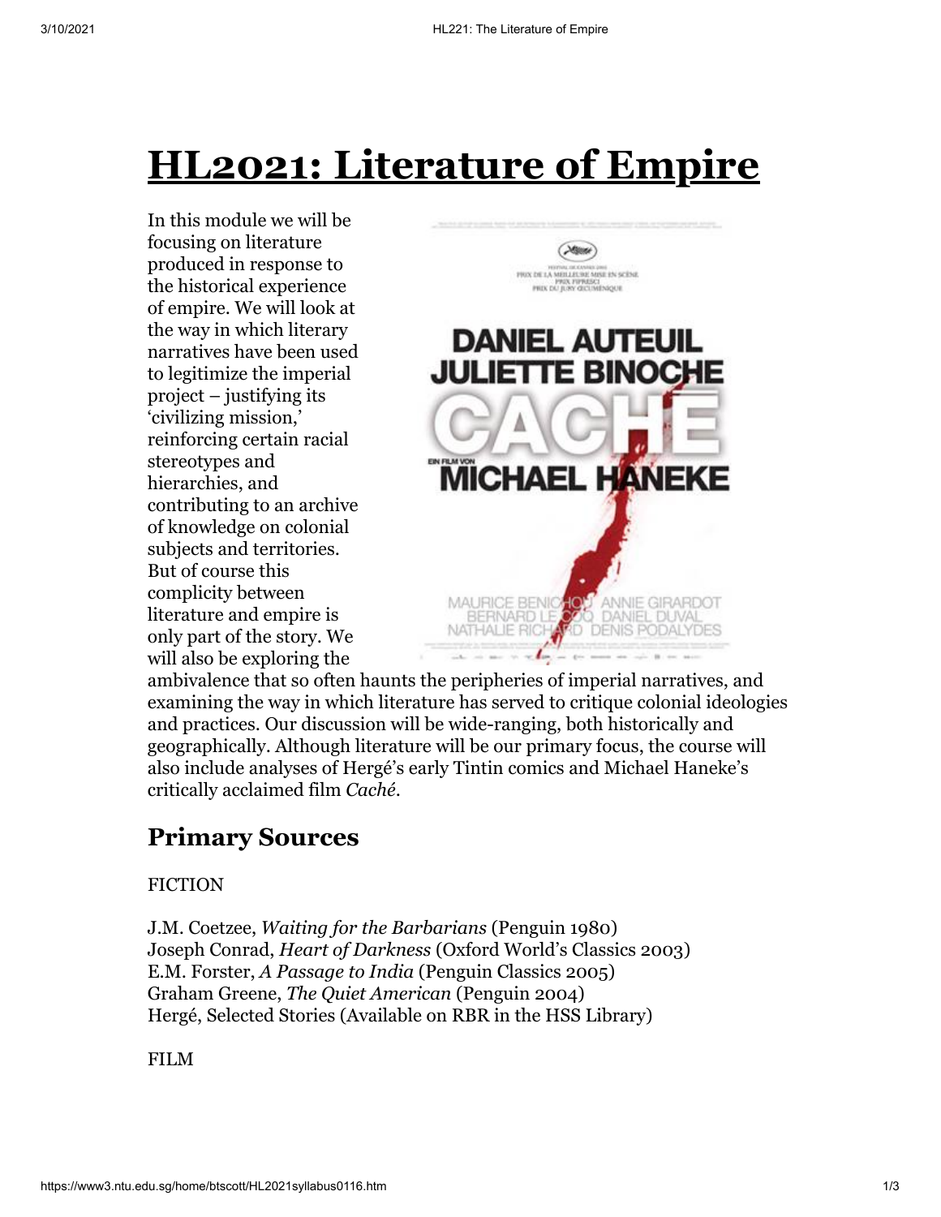# HL2021: Literature of Empire

In this module we will be focusing on literature produced in response to the historical experience of empire. We will look at the way in which literary narratives have been used to legitimize the imperial project – justifying its 'civilizing mission,' reinforcing certain racial stereotypes and hierarchies, and contributing to an archive of knowledge on colonial subjects and territories. But of course this complicity between literature and empire is only part of the story. We will also be exploring the ambivalence that so often haunts the peripheries of imperial narratives, and examining the way in which literature has served to critique colonial ideologies and practices. Our discussion will be wide-ranging, both historically and geographically. Although literature will be our primary focus, the course will also include analyses of Hergé's early Tintin comics and Michael Haneke's critically acclaimed film *Caché*.

## Primary Sources

FICTION

J.M. Coetzee, *Waiting for the Barbarians* (Penguin 1980)
Joseph Conrad, *Heart of Darkness* (Oxford World's Classics 2003)
E.M. Forster, *A Passage to India* (Penguin Classics 2005)
Graham Greene, *The Quiet American* (Penguin 2004)
Hergé, Selected Stories (Available on RBR in the HSS Library)

FILM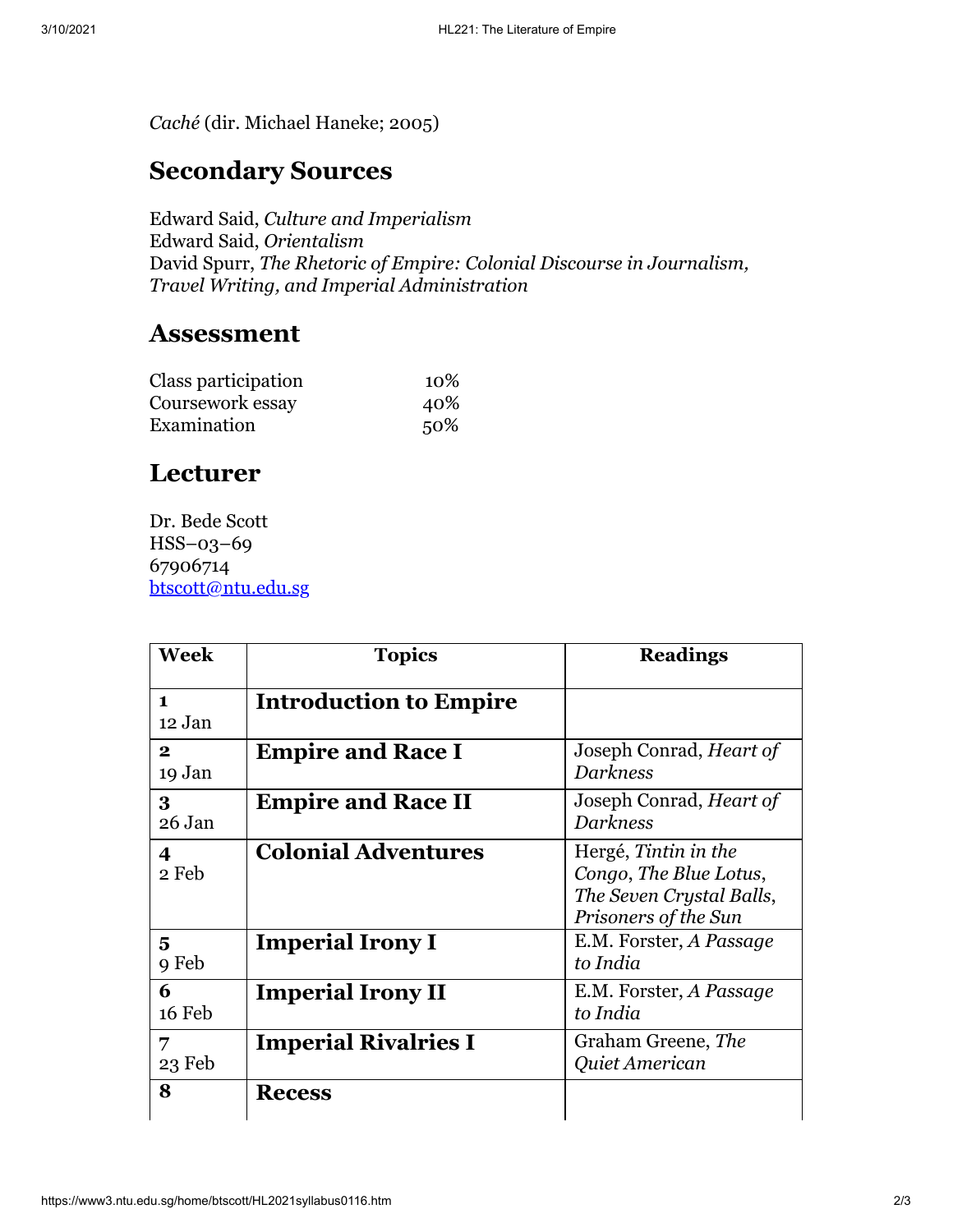*Caché* (dir. Michael Haneke; 2005)

## Secondary Sources

Edward Said, *Culture and Imperialism*
Edward Said, *Orientalism*
David Spurr, *The Rhetoric of Empire: Colonial Discourse in Journalism, Travel Writing, and Imperial Administration*

## Assessment

| | |
|---|---|
| Class participation | 10% |
| Coursework essay | 40% |
| Examination | 50% |

## Lecturer

Dr. Bede Scott
HSS–03–69
67906714
btscott@ntu.edu.sg

| Week | Topics | Readings |
|---|---|---|
| **1** 12 Jan | **Introduction to Empire** | |
| **2** 19 Jan | **Empire and Race I** | Joseph Conrad, *Heart of Darkness* |
| **3** 26 Jan | **Empire and Race II** | Joseph Conrad, *Heart of Darkness* |
| **4** 2 Feb | **Colonial Adventures** | Hergé, *Tintin in the Congo*, *The Blue Lotus*, *The Seven Crystal Balls*, *Prisoners of the Sun* |
| **5** 9 Feb | **Imperial Irony I** | E.M. Forster, *A Passage to India* |
| **6** 16 Feb | **Imperial Irony II** | E.M. Forster, *A Passage to India* |
| **7** 23 Feb | **Imperial Rivalries I** | Graham Greene, *The Quiet American* |
| **8** | **Recess** | |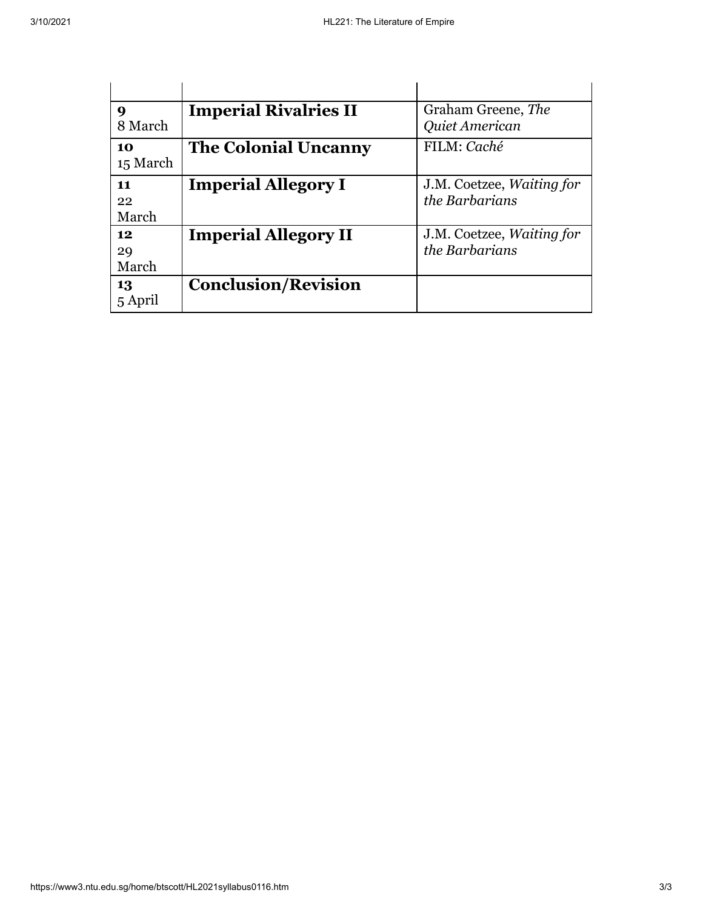| | | |
|---|---|---|
| | | |
| **9**<br>8 March | **Imperial Rivalries II** | Graham Greene, *The Quiet American* |
| **10**<br>15 March | **The Colonial Uncanny** | FILM: *Caché* |
| **11**<br>22 March | **Imperial Allegory I** | J.M. Coetzee, *Waiting for the Barbarians* |
| **12**<br>29 March | **Imperial Allegory II** | J.M. Coetzee, *Waiting for the Barbarians* |
| **13**<br>5 April | **Conclusion/Revision** | |